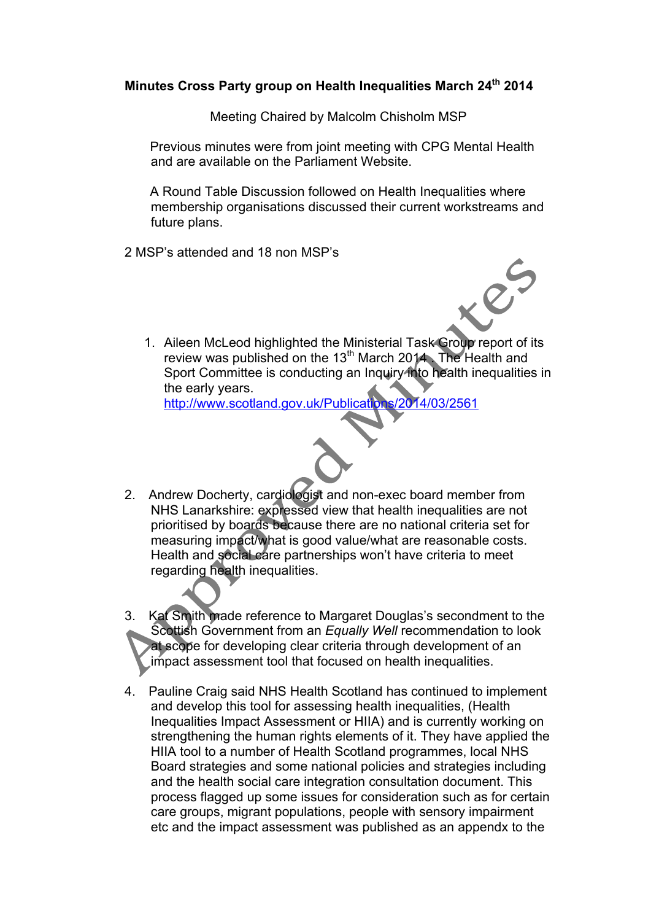**Minutes Cross Party group on Health Inequalities March 24th 2014**

Meeting Chaired by Malcolm Chisholm MSP

Previous minutes were from joint meeting with CPG Mental Health and are available on the Parliament Website.

A Round Table Discussion followed on Health Inequalities where membership organisations discussed their current workstreams and future plans.

2 MSP's attended and 18 non MSP's

1. Aileen McLeod highlighted the Ministerial Task Group report of its review was published on the 13th March 2014 . The Health and Sport Committee is conducting an Inquiry into health inequalities in the early years.
   http://www.scotland.gov.uk/Publications/2014/03/2561

2. Andrew Docherty, cardiologist and non-exec board member from NHS Lanarkshire: expressed view that health inequalities are not prioritised by boards because there are no national criteria set for measuring impact/what is good value/what are reasonable costs. Health and social care partnerships won't have criteria to meet regarding health inequalities.

3. Kat Smith made reference to Margaret Douglas's secondment to the Scottish Government from an *Equally Well* recommendation to look at scope for developing clear criteria through development of an impact assessment tool that focused on health inequalities.

4. Pauline Craig said NHS Health Scotland has continued to implement and develop this tool for assessing health inequalities, (Health Inequalities Impact Assessment or HIIA) and is currently working on strengthening the human rights elements of it. They have applied the HIIA tool to a number of Health Scotland programmes, local NHS Board strategies and some national policies and strategies including and the health social care integration consultation document. This process flagged up some issues for consideration such as for certain care groups, migrant populations, people with sensory impairment etc and the impact assessment was published as an appendx to the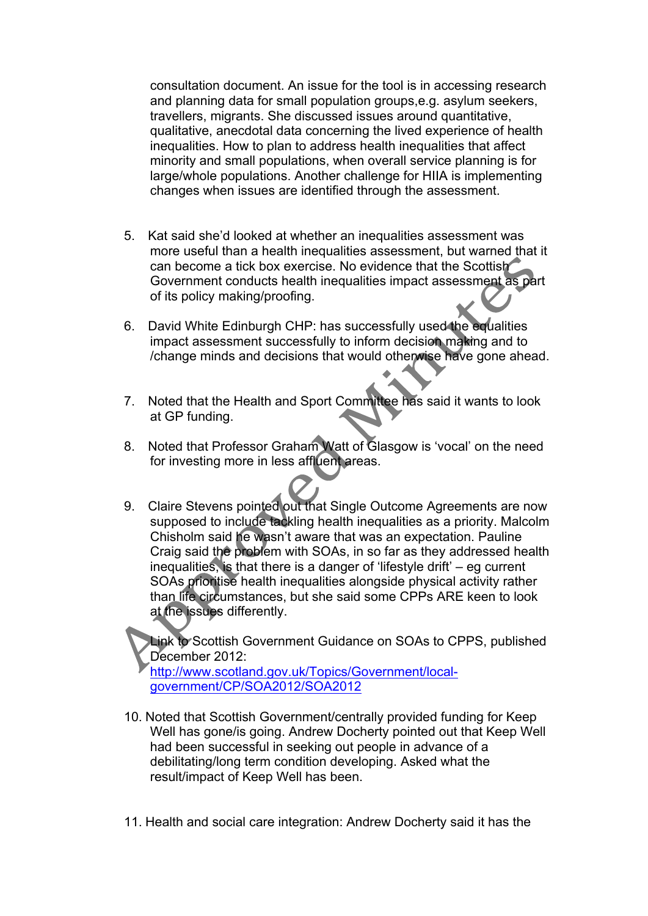consultation document. An issue for the tool is in accessing research and planning data for small population groups,e.g. asylum seekers, travellers, migrants. She discussed issues around quantitative, qualitative, anecdotal data concerning the lived experience of health inequalities. How to plan to address health inequalities that affect minority and small populations, when overall service planning is for large/whole populations. Another challenge for HIIA is implementing changes when issues are identified through the assessment.

5. Kat said she'd looked at whether an inequalities assessment was more useful than a health inequalities assessment, but warned that it can become a tick box exercise. No evidence that the Scottish Government conducts health inequalities impact assessment as part of its policy making/proofing.

6. David White Edinburgh CHP: has successfully used the equalities impact assessment successfully to inform decision making and to /change minds and decisions that would otherwise have gone ahead.

7. Noted that the Health and Sport Committee has said it wants to look at GP funding.

8. Noted that Professor Graham Watt of Glasgow is 'vocal' on the need for investing more in less affluent areas.

9. Claire Stevens pointed out that Single Outcome Agreements are now supposed to include tackling health inequalities as a priority. Malcolm Chisholm said he wasn't aware that was an expectation. Pauline Craig said the problem with SOAs, in so far as they addressed health inequalities, is that there is a danger of 'lifestyle drift' – eg current SOAs prioritise health inequalities alongside physical activity rather than life circumstances, but she said some CPPs ARE keen to look at the issues differently.

   Link to Scottish Government Guidance on SOAs to CPPS, published December 2012: http://www.scotland.gov.uk/Topics/Government/local-government/CP/SOA2012/SOA2012

10. Noted that Scottish Government/centrally provided funding for Keep Well has gone/is going. Andrew Docherty pointed out that Keep Well had been successful in seeking out people in advance of a debilitating/long term condition developing. Asked what the result/impact of Keep Well has been.

11. Health and social care integration: Andrew Docherty said it has the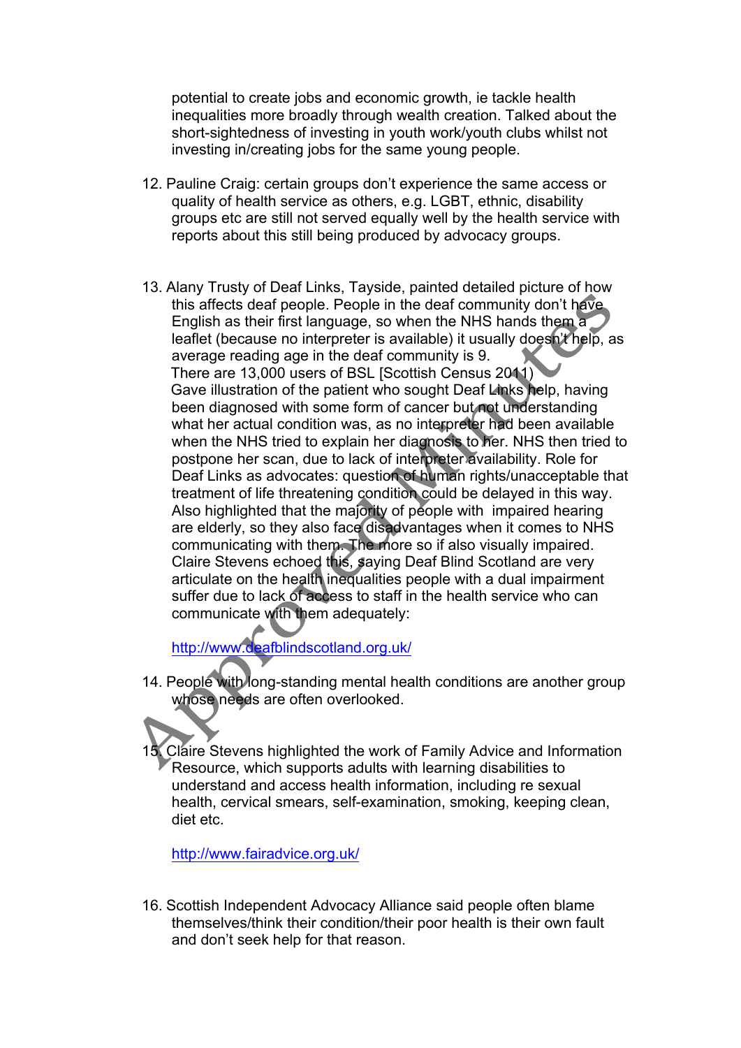potential to create jobs and economic growth, ie tackle health inequalities more broadly through wealth creation. Talked about the short-sightedness of investing in youth work/youth clubs whilst not investing in/creating jobs for the same young people.

12. Pauline Craig: certain groups don't experience the same access or quality of health service as others, e.g. LGBT, ethnic, disability groups etc are still not served equally well by the health service with reports about this still being produced by advocacy groups.

13. Alany Trusty of Deaf Links, Tayside, painted detailed picture of how this affects deaf people. People in the deaf community don't have English as their first language, so when the NHS hands them a leaflet (because no interpreter is available) it usually doesn't help, as average reading age in the deaf community is 9.
    There are 13,000 users of BSL [Scottish Census 2011)
    Gave illustration of the patient who sought Deaf Links help, having been diagnosed with some form of cancer but not understanding what her actual condition was, as no interpreter had been available when the NHS tried to explain her diagnosis to her. NHS then tried to postpone her scan, due to lack of interpreter availability. Role for Deaf Links as advocates: question of human rights/unacceptable that treatment of life threatening condition could be delayed in this way. Also highlighted that the majority of people with impaired hearing are elderly, so they also face disadvantages when it comes to NHS communicating with them. The more so if also visually impaired. Claire Stevens echoed this, saying Deaf Blind Scotland are very articulate on the health inequalities people with a dual impairment suffer due to lack of access to staff in the health service who can communicate with them adequately:

    http://www.deafblindscotland.org.uk/

14. People with long-standing mental health conditions are another group whose needs are often overlooked.

15. Claire Stevens highlighted the work of Family Advice and Information Resource, which supports adults with learning disabilities to understand and access health information, including re sexual health, cervical smears, self-examination, smoking, keeping clean, diet etc.

    http://www.fairadvice.org.uk/

16. Scottish Independent Advocacy Alliance said people often blame themselves/think their condition/their poor health is their own fault and don't seek help for that reason.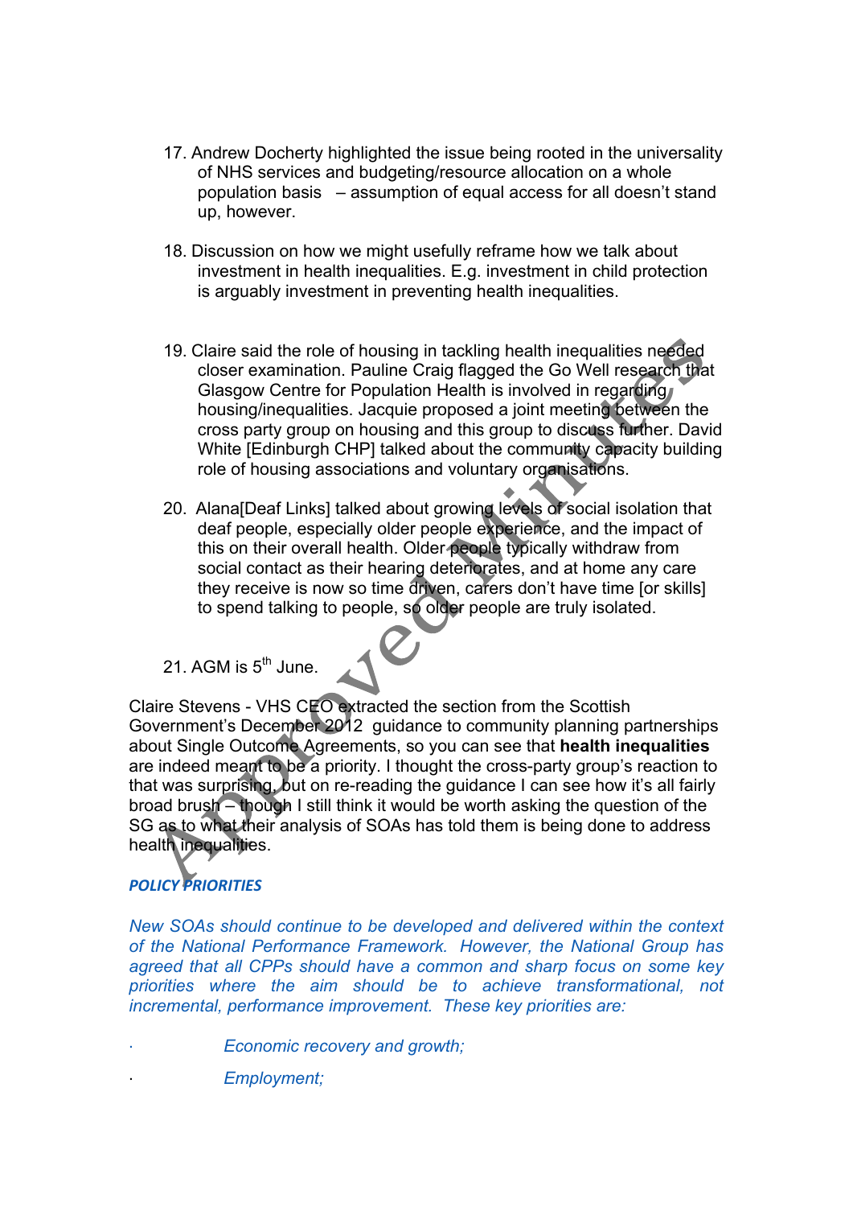17. Andrew Docherty highlighted the issue being rooted in the universality of NHS services and budgeting/resource allocation on a whole population basis – assumption of equal access for all doesn't stand up, however.

18. Discussion on how we might usefully reframe how we talk about investment in health inequalities. E.g. investment in child protection is arguably investment in preventing health inequalities.

19. Claire said the role of housing in tackling health inequalities needed closer examination. Pauline Craig flagged the Go Well research that Glasgow Centre for Population Health is involved in regarding housing/inequalities. Jacquie proposed a joint meeting between the cross party group on housing and this group to discuss further. David White [Edinburgh CHP] talked about the community capacity building role of housing associations and voluntary organisations.

20. Alana[Deaf Links] talked about growing levels of social isolation that deaf people, especially older people experience, and the impact of this on their overall health. Older people typically withdraw from social contact as their hearing deteriorates, and at home any care they receive is now so time driven, carers don't have time [or skills] to spend talking to people, so older people are truly isolated.

21. AGM is 5th June.

Claire Stevens - VHS CEO extracted the section from the Scottish Government's December 2012 guidance to community planning partnerships about Single Outcome Agreements, so you can see that **health inequalities** are indeed meant to be a priority. I thought the cross-party group's reaction to that was surprising, but on re-reading the guidance I can see how it's all fairly broad brush – though I still think it would be worth asking the question of the SG as to what their analysis of SOAs has told them is being done to address health inequalities.

***POLICY PRIORITIES***

*New SOAs should continue to be developed and delivered within the context of the National Performance Framework. However, the National Group has agreed that all CPPs should have a common and sharp focus on some key priorities where the aim should be to achieve transformational, not incremental, performance improvement. These key priorities are:*

- *Economic recovery and growth;*
- *Employment;*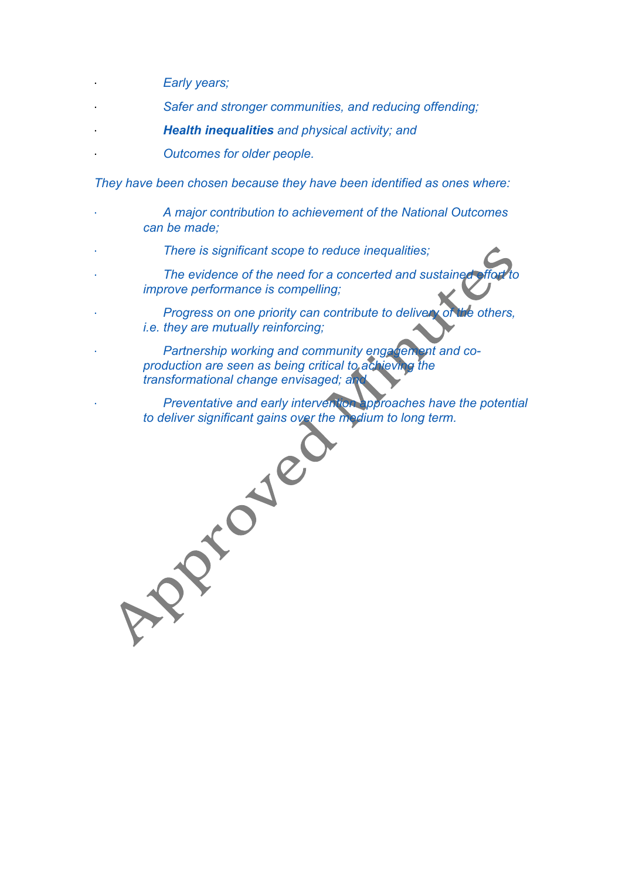- *Early years;*
- *Safer and stronger communities, and reducing offending;*
- ***Health inequalities** and physical activity; and*
- *Outcomes for older people.*

*They have been chosen because they have been identified as ones where:*

- *A major contribution to achievement of the National Outcomes can be made;*
- *There is significant scope to reduce inequalities;*
- *The evidence of the need for a concerted and sustained effort to improve performance is compelling;*
- *Progress on one priority can contribute to delivery of the others, i.e. they are mutually reinforcing;*
- *Partnership working and community engagement and co-production are seen as being critical to achieving the transformational change envisaged; and*
- *Preventative and early intervention approaches have the potential to deliver significant gains over the medium to long term.*